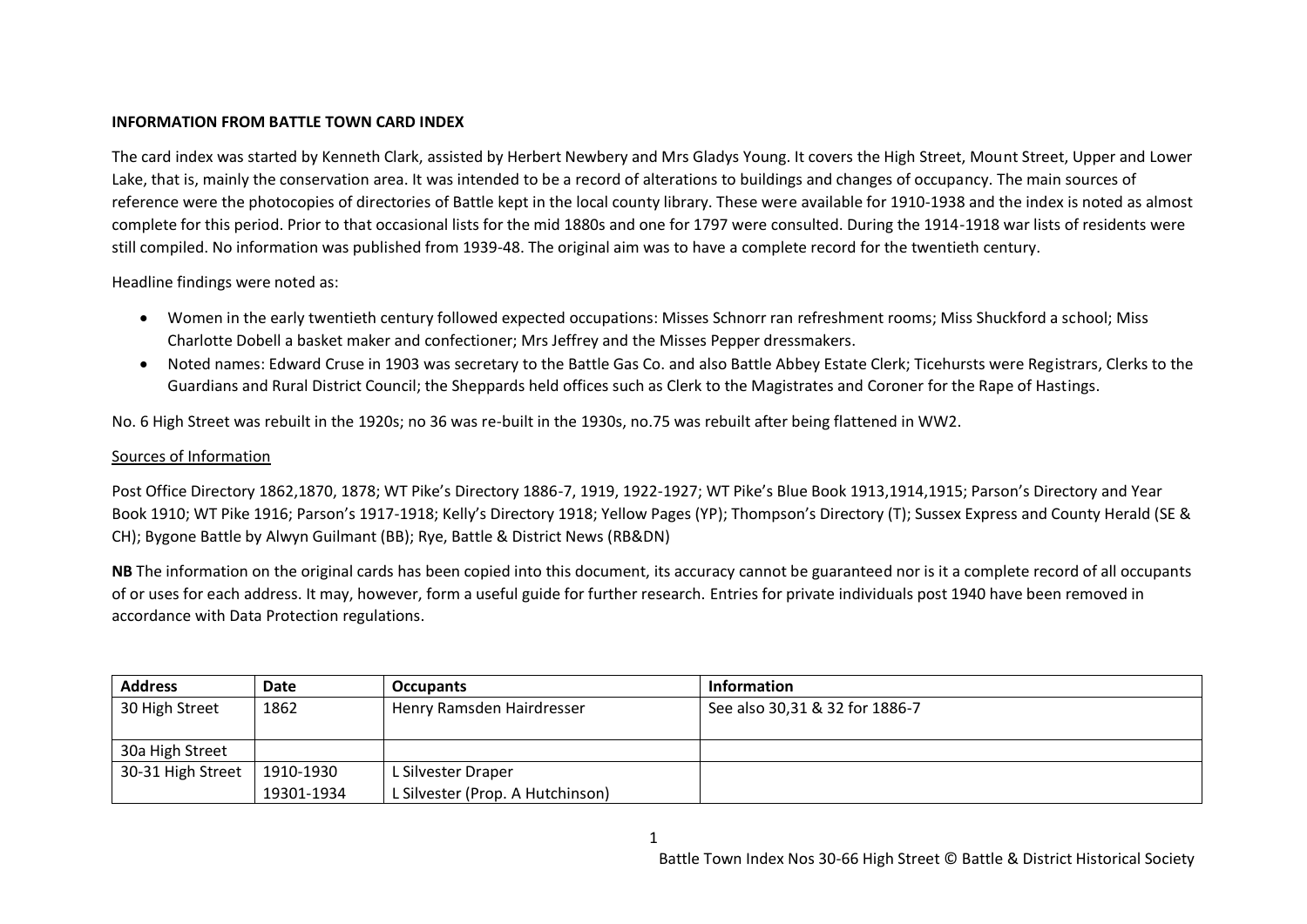**INFORMATION FROM BATTLE TOWN CARD INDEX**

The card index was started by Kenneth Clark, assisted by Herbert Newbery and Mrs Gladys Young. It covers the High Street, Mount Street, Upper and Lower Lake, that is, mainly the conservation area. It was intended to be a record of alterations to buildings and changes of occupancy. The main sources of reference were the photocopies of directories of Battle kept in the local county library. These were available for 1910-1938 and the index is noted as almost complete for this period. Prior to that occasional lists for the mid 1880s and one for 1797 were consulted. During the 1914-1918 war lists of residents were still compiled. No information was published from 1939-48. The original aim was to have a complete record for the twentieth century.

Headline findings were noted as:

- Women in the early twentieth century followed expected occupations: Misses Schnorr ran refreshment rooms; Miss Shuckford a school; Miss Charlotte Dobell a basket maker and confectioner; Mrs Jeffrey and the Misses Pepper dressmakers.
- Noted names: Edward Cruse in 1903 was secretary to the Battle Gas Co. and also Battle Abbey Estate Clerk; Ticehursts were Registrars, Clerks to the Guardians and Rural District Council; the Sheppards held offices such as Clerk to the Magistrates and Coroner for the Rape of Hastings.

No. 6 High Street was rebuilt in the 1920s; no 36 was re-built in the 1930s, no.75 was rebuilt after being flattened in WW2.

<u>Sources of Information</u>

Post Office Directory 1862,1870, 1878; WT Pike's Directory 1886-7, 1919, 1922-1927; WT Pike's Blue Book 1913,1914,1915; Parson's Directory and Year Book 1910; WT Pike 1916; Parson's 1917-1918; Kelly's Directory 1918; Yellow Pages (YP); Thompson's Directory (T); Sussex Express and County Herald (SE & CH); Bygone Battle by Alwyn Guilmant (BB); Rye, Battle & District News (RB&DN)

**NB** The information on the original cards has been copied into this document, its accuracy cannot be guaranteed nor is it a complete record of all occupants of or uses for each address. It may, however, form a useful guide for further research. Entries for private individuals post 1940 have been removed in accordance with Data Protection regulations.

| Address | Date | Occupants | Information |
|---|---|---|---|
| 30 High Street | 1862 | Henry Ramsden Hairdresser | See also 30,31 & 32 for 1886-7 |
| 30a High Street | | | |
| 30-31 High Street | 1910-1930<br>19301-1934 | L Silvester Draper<br>L Silvester (Prop. A Hutchinson) | |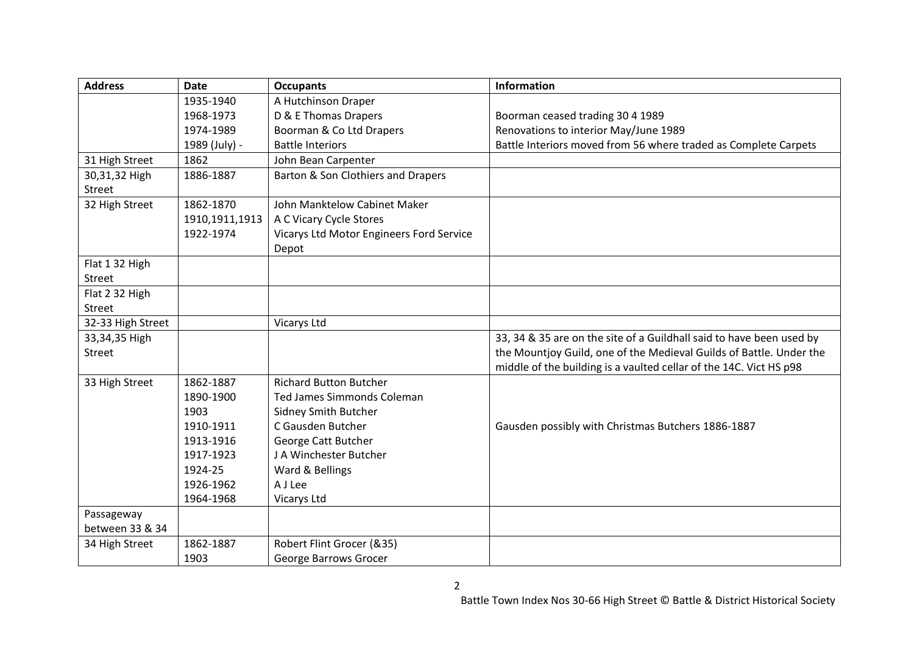| Address | Date | Occupants | Information |
|---|---|---|---|
| | 1935-1940 | A Hutchinson Draper | |
| | 1968-1973 | D & E Thomas Drapers | Boorman ceased trading 30 4 1989 |
| | 1974-1989 | Boorman & Co Ltd Drapers | Renovations to interior May/June 1989 |
| | 1989 (July) - | Battle Interiors | Battle Interiors moved from 56 where traded as Complete Carpets |
| 31 High Street | 1862 | John Bean Carpenter | |
| 30,31,32 High Street | 1886-1887 | Barton & Son Clothiers and Drapers | |
| 32 High Street | 1862-1870 | John Manktelow Cabinet Maker | |
| | 1910,1911,1913 | A C Vicary Cycle Stores | |
| | 1922-1974 | Vicarys Ltd Motor Engineers Ford Service Depot | |
| Flat 1 32 High Street | | | |
| Flat 2 32 High Street | | | |
| 32-33 High Street | | Vicarys Ltd | |
| 33,34,35 High Street | | | 33, 34 & 35 are on the site of a Guildhall said to have been used by the Mountjoy Guild, one of the Medieval Guilds of Battle. Under the middle of the building is a vaulted cellar of the 14C. Vict HS p98 |
| 33 High Street | 1862-1887 | Richard Button Butcher | |
| | 1890-1900 | Ted James Simmonds Coleman | |
| | 1903 | Sidney Smith Butcher | |
| | 1910-1911 | C Gausden Butcher | Gausden possibly with Christmas Butchers 1886-1887 |
| | 1913-1916 | George Catt Butcher | |
| | 1917-1923 | J A Winchester Butcher | |
| | 1924-25 | Ward & Bellings | |
| | 1926-1962 | A J Lee | |
| | 1964-1968 | Vicarys Ltd | |
| Passageway between 33 & 34 | | | |
| 34 High Street | 1862-1887 | Robert Flint Grocer (&35) | |
| | 1903 | George Barrows Grocer | |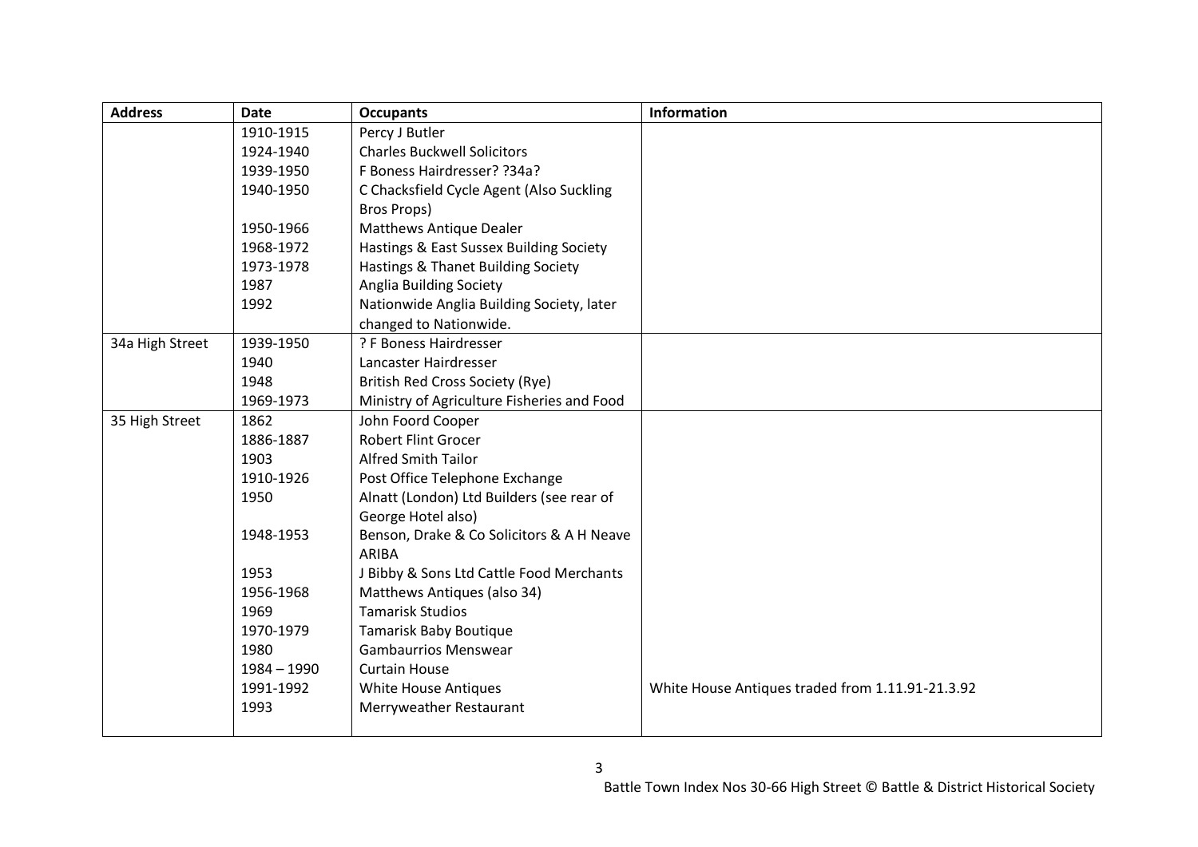| Address | Date | Occupants | Information |
|---|---|---|---|
| | 1910-1915 | Percy J Butler | |
| | 1924-1940 | Charles Buckwell Solicitors | |
| | 1939-1950 | F Boness Hairdresser? ?34a? | |
| | 1940-1950 | C Chacksfield Cycle Agent (Also Suckling Bros Props) | |
| | 1950-1966 | Matthews Antique Dealer | |
| | 1968-1972 | Hastings & East Sussex Building Society | |
| | 1973-1978 | Hastings & Thanet Building Society | |
| | 1987 | Anglia Building Society | |
| | 1992 | Nationwide Anglia Building Society, later changed to Nationwide. | |
| 34a High Street | 1939-1950 | ? F Boness Hairdresser | |
| | 1940 | Lancaster Hairdresser | |
| | 1948 | British Red Cross Society (Rye) | |
| | 1969-1973 | Ministry of Agriculture Fisheries and Food | |
| 35 High Street | 1862 | John Foord Cooper | |
| | 1886-1887 | Robert Flint Grocer | |
| | 1903 | Alfred Smith Tailor | |
| | 1910-1926 | Post Office Telephone Exchange | |
| | 1950 | Alnatt (London) Ltd Builders (see rear of George Hotel also) | |
| | 1948-1953 | Benson, Drake & Co Solicitors & A H Neave ARIBA | |
| | 1953 | J Bibby & Sons Ltd Cattle Food Merchants | |
| | 1956-1968 | Matthews Antiques (also 34) | |
| | 1969 | Tamarisk Studios | |
| | 1970-1979 | Tamarisk Baby Boutique | |
| | 1980 | Gambaurrios Menswear | |
| | 1984 – 1990 | Curtain House | |
| | 1991-1992 | White House Antiques | White House Antiques traded from 1.11.91-21.3.92 |
| | 1993 | Merryweather Restaurant | |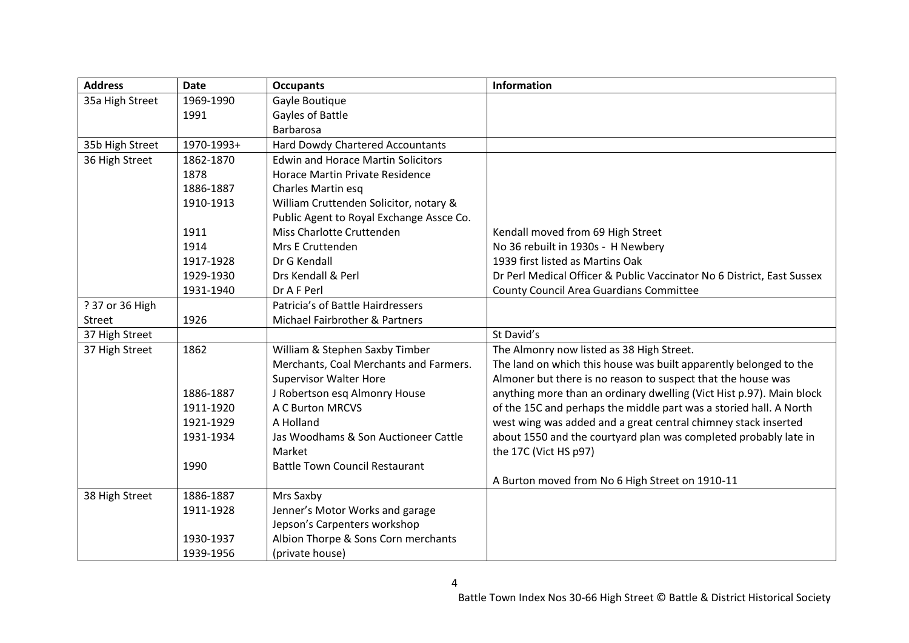| Address | Date | Occupants | Information |
|---|---|---|---|
| 35a High Street | 1969-1990 | Gayle Boutique | |
| | 1991 | Gayles of Battle | |
| | | Barbarosa | |
| 35b High Street | 1970-1993+ | Hard Dowdy Chartered Accountants | |
| 36 High Street | 1862-1870 | Edwin and Horace Martin Solicitors | |
| | 1878 | Horace Martin Private Residence | |
| | 1886-1887 | Charles Martin esq | |
| | 1910-1913 | William Cruttenden Solicitor, notary & Public Agent to Royal Exchange Assce Co. | |
| | 1911 | Miss Charlotte Cruttenden | Kendall moved from 69 High Street |
| | 1914 | Mrs E Cruttenden | No 36 rebuilt in 1930s - H Newbery |
| | 1917-1928 | Dr G Kendall | 1939 first listed as Martins Oak |
| | 1929-1930 | Drs Kendall & Perl | Dr Perl Medical Officer & Public Vaccinator No 6 District, East Sussex |
| | 1931-1940 | Dr A F Perl | County Council Area Guardians Committee |
| ? 37 or 36 High Street | | Patricia's of Battle Hairdressers | |
| | 1926 | Michael Fairbrother & Partners | |
| 37 High Street | | | St David's |
| 37 High Street | 1862 | William & Stephen Saxby Timber Merchants, Coal Merchants and Farmers. Supervisor Walter Hore | The Almonry now listed as 38 High Street. The land on which this house was built apparently belonged to the Almoner but there is no reason to suspect that the house was anything more than an ordinary dwelling (Vict Hist p.97). Main block of the 15C and perhaps the middle part was a storied hall. A North west wing was added and a great central chimney stack inserted about 1550 and the courtyard plan was completed probably late in the 17C (Vict HS p97) |
| | 1886-1887 | J Robertson esq Almonry House | |
| | 1911-1920 | A C Burton MRCVS | |
| | 1921-1929 | A Holland | |
| | 1931-1934 | Jas Woodhams & Son Auctioneer Cattle Market | |
| | 1990 | Battle Town Council Restaurant | |
| | | | A Burton moved from No 6 High Street on 1910-11 |
| 38 High Street | 1886-1887 | Mrs Saxby | |
| | 1911-1928 | Jenner's Motor Works and garage | |
| | | Jepson's Carpenters workshop | |
| | 1930-1937 | Albion Thorpe & Sons Corn merchants | |
| | 1939-1956 | (private house) | |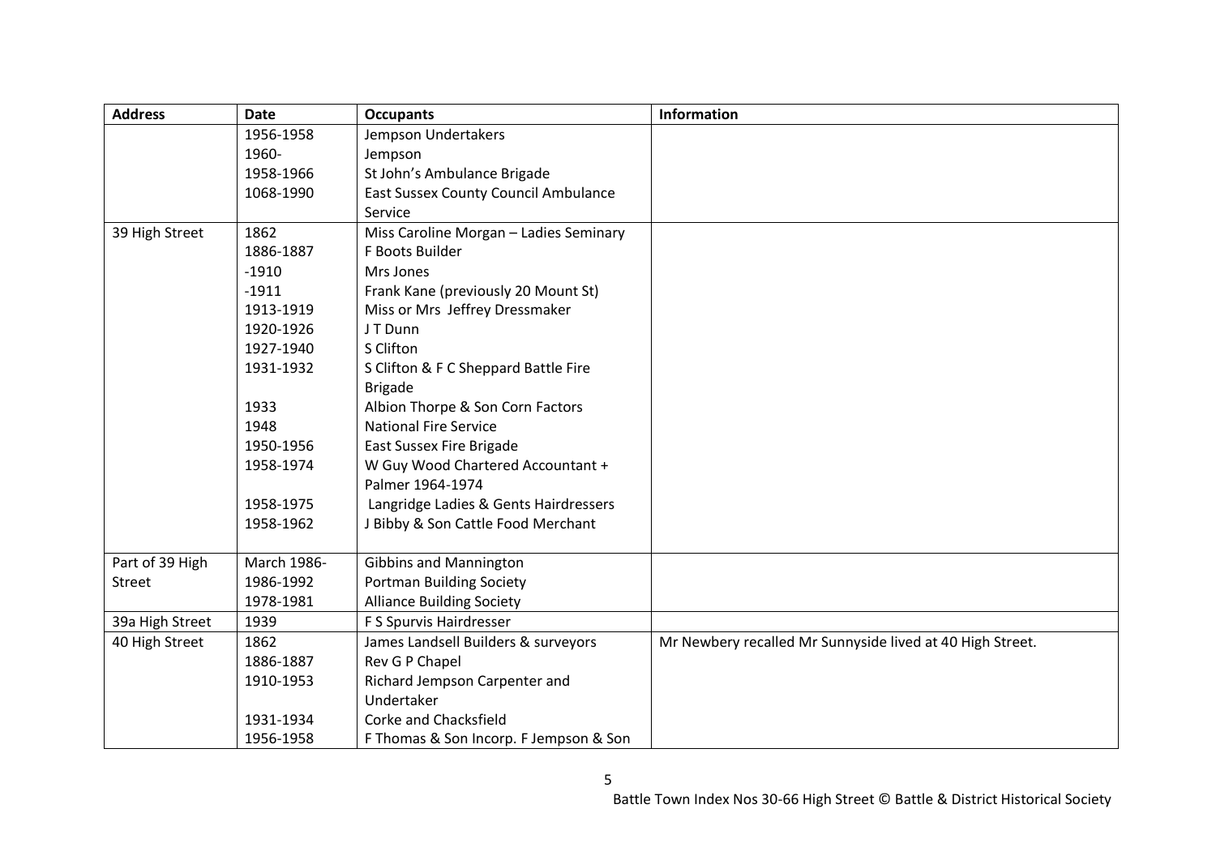| Address | Date | Occupants | Information |
|---|---|---|---|
| | 1956-1958 | Jempson Undertakers | |
| | 1960- | Jempson | |
| | 1958-1966 | St John's Ambulance Brigade | |
| | 1068-1990 | East Sussex County Council Ambulance Service | |
| 39 High Street | 1862 | Miss Caroline Morgan – Ladies Seminary | |
| | 1886-1887 | F Boots Builder | |
| | -1910 | Mrs Jones | |
| | -1911 | Frank Kane (previously 20 Mount St) | |
| | 1913-1919 | Miss or Mrs Jeffrey Dressmaker | |
| | 1920-1926 | J T Dunn | |
| | 1927-1940 | S Clifton | |
| | 1931-1932 | S Clifton & F C Sheppard Battle Fire Brigade | |
| | 1933 | Albion Thorpe & Son Corn Factors | |
| | 1948 | National Fire Service | |
| | 1950-1956 | East Sussex Fire Brigade | |
| | 1958-1974 | W Guy Wood Chartered Accountant + Palmer 1964-1974 | |
| | 1958-1975 | Langridge Ladies & Gents Hairdressers | |
| | 1958-1962 | J Bibby & Son Cattle Food Merchant | |
| Part of 39 High Street | March 1986- | Gibbins and Mannington | |
| | 1986-1992 | Portman Building Society | |
| | 1978-1981 | Alliance Building Society | |
| 39a High Street | 1939 | F S Spurvis Hairdresser | |
| 40 High Street | 1862 | James Landsell Builders & surveyors | Mr Newbery recalled Mr Sunnyside lived at 40 High Street. |
| | 1886-1887 | Rev G P Chapel | |
| | 1910-1953 | Richard Jempson Carpenter and Undertaker | |
| | 1931-1934 | Corke and Chacksfield | |
| | 1956-1958 | F Thomas & Son Incorp. F Jempson & Son | |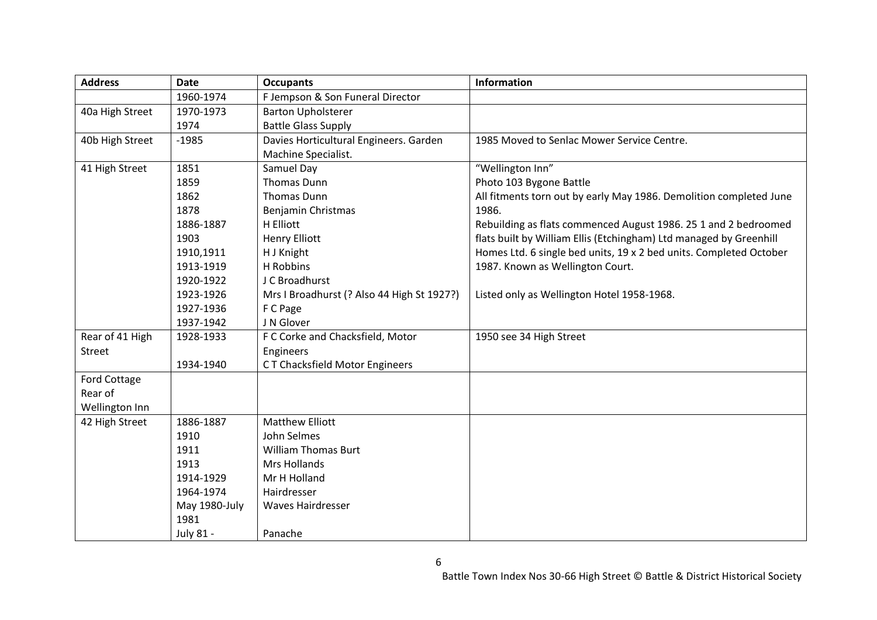| Address | Date | Occupants | Information |
|---|---|---|---|
| | 1960-1974 | F Jempson & Son Funeral Director | |
| 40a High Street | 1970-1973 | Barton Upholsterer | |
| | 1974 | Battle Glass Supply | |
| 40b High Street | -1985 | Davies Horticultural Engineers. Garden Machine Specialist. | 1985 Moved to Senlac Mower Service Centre. |
| 41 High Street | 1851 | Samuel Day | "Wellington Inn" |
| | 1859 | Thomas Dunn | Photo 103 Bygone Battle |
| | 1862 | Thomas Dunn | All fitments torn out by early May 1986. Demolition completed June 1986. |
| | 1878 | Benjamin Christmas | |
| | 1886-1887 | H Elliott | Rebuilding as flats commenced August 1986. 25 1 and 2 bedroomed flats built by William Ellis (Etchingham) Ltd managed by Greenhill Homes Ltd. 6 single bed units, 19 x 2 bed units. Completed October 1987. Known as Wellington Court. |
| | 1903 | Henry Elliott | |
| | 1910,1911 | H J Knight | |
| | 1913-1919 | H Robbins | |
| | 1920-1922 | J C Broadhurst | |
| | 1923-1926 | Mrs I Broadhurst (? Also 44 High St 1927?) | Listed only as Wellington Hotel 1958-1968. |
| | 1927-1936 | F C Page | |
| | 1937-1942 | J N Glover | |
| Rear of 41 High Street | 1928-1933 | F C Corke and Chacksfield, Motor Engineers | 1950 see 34 High Street |
| | 1934-1940 | C T Chacksfield Motor Engineers | |
| Ford Cottage Rear of Wellington Inn | | | |
| 42 High Street | 1886-1887 | Matthew Elliott | |
| | 1910 | John Selmes | |
| | 1911 | William Thomas Burt | |
| | 1913 | Mrs Hollands | |
| | 1914-1929 | Mr H Holland | |
| | 1964-1974 | Hairdresser | |
| | May 1980-July 1981 | Waves Hairdresser | |
| | July 81 - | Panache | |

Battle Town Index Nos 30-66 High Street © Battle & District Historical Society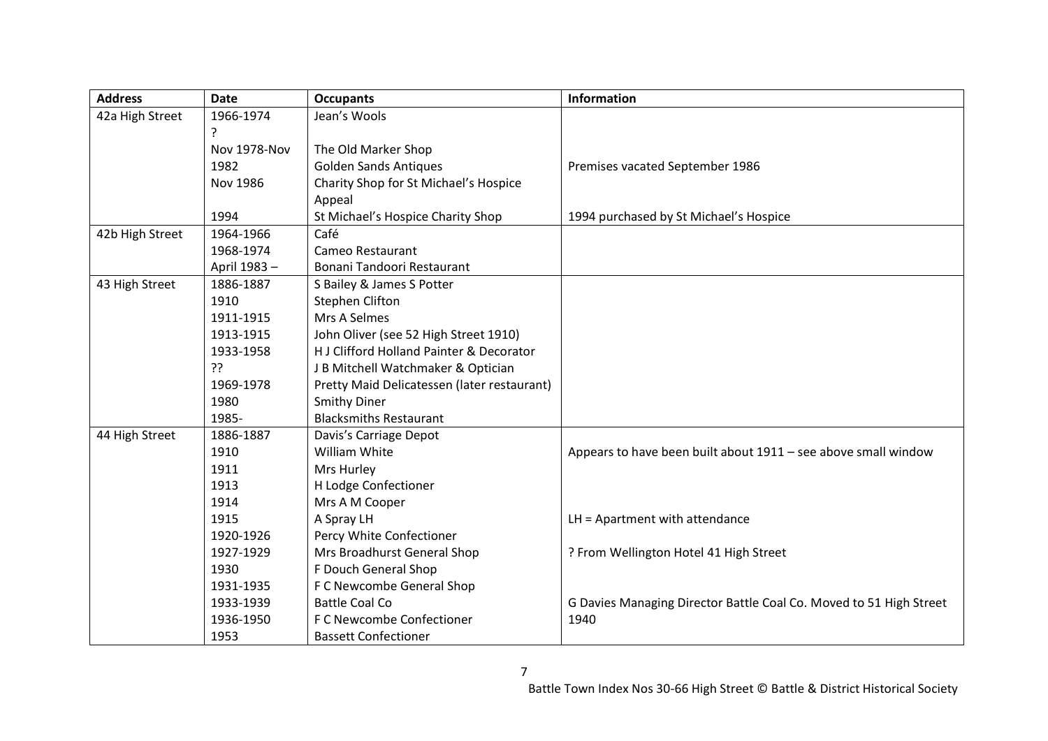| Address | Date | Occupants | Information |
|---|---|---|---|
| 42a High Street | 1966-1974 | Jean's Wools | |
| | ? | | |
| | Nov 1978-Nov | The Old Marker Shop | |
| | 1982 | Golden Sands Antiques | Premises vacated September 1986 |
| | Nov 1986 | Charity Shop for St Michael's Hospice Appeal | |
| | 1994 | St Michael's Hospice Charity Shop | 1994 purchased by St Michael's Hospice |
| 42b High Street | 1964-1966 | Café | |
| | 1968-1974 | Cameo Restaurant | |
| | April 1983 – | Bonani Tandoori Restaurant | |
| 43 High Street | 1886-1887 | S Bailey & James S Potter | |
| | 1910 | Stephen Clifton | |
| | 1911-1915 | Mrs A Selmes | |
| | 1913-1915 | John Oliver (see 52 High Street 1910) | |
| | 1933-1958 | H J Clifford Holland Painter & Decorator | |
| | ?? | J B Mitchell Watchmaker & Optician | |
| | 1969-1978 | Pretty Maid Delicatessen (later restaurant) | |
| | 1980 | Smithy Diner | |
| | 1985- | Blacksmiths Restaurant | |
| 44 High Street | 1886-1887 | Davis's Carriage Depot | |
| | 1910 | William White | Appears to have been built about 1911 – see above small window |
| | 1911 | Mrs Hurley | |
| | 1913 | H Lodge Confectioner | |
| | 1914 | Mrs A M Cooper | |
| | 1915 | A Spray LH | LH = Apartment with attendance |
| | 1920-1926 | Percy White Confectioner | |
| | 1927-1929 | Mrs Broadhurst General Shop | ? From Wellington Hotel 41 High Street |
| | 1930 | F Douch General Shop | |
| | 1931-1935 | F C Newcombe General Shop | |
| | 1933-1939 | Battle Coal Co | G Davies Managing Director Battle Coal Co. Moved to 51 High Street |
| | 1936-1950 | F C Newcombe Confectioner | 1940 |
| | 1953 | Bassett Confectioner | |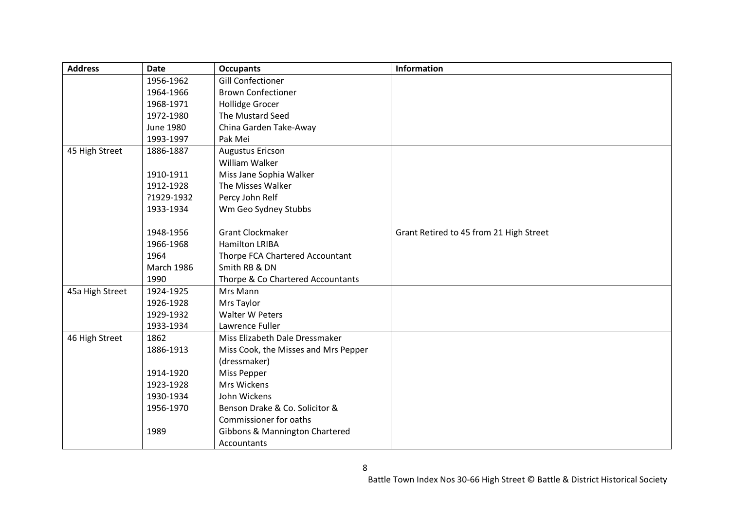| Address | Date | Occupants | Information |
|---|---|---|---|
| | 1956-1962 | Gill Confectioner | |
| | 1964-1966 | Brown Confectioner | |
| | 1968-1971 | Hollidge Grocer | |
| | 1972-1980 | The Mustard Seed | |
| | June 1980 | China Garden Take-Away | |
| | 1993-1997 | Pak Mei | |
| 45 High Street | 1886-1887 | Augustus Ericson | |
| | | William Walker | |
| | 1910-1911 | Miss Jane Sophia Walker | |
| | 1912-1928 | The Misses Walker | |
| | ?1929-1932 | Percy John Relf | |
| | 1933-1934 | Wm Geo Sydney Stubbs | |
| | 1948-1956 | Grant Clockmaker | Grant Retired to 45 from 21 High Street |
| | 1966-1968 | Hamilton LRIBA | |
| | 1964 | Thorpe FCA Chartered Accountant | |
| | March 1986 | Smith RB & DN | |
| | 1990 | Thorpe & Co Chartered Accountants | |
| 45a High Street | 1924-1925 | Mrs Mann | |
| | 1926-1928 | Mrs Taylor | |
| | 1929-1932 | Walter W Peters | |
| | 1933-1934 | Lawrence Fuller | |
| 46 High Street | 1862 | Miss Elizabeth Dale Dressmaker | |
| | 1886-1913 | Miss Cook, the Misses and Mrs Pepper (dressmaker) | |
| | 1914-1920 | Miss Pepper | |
| | 1923-1928 | Mrs Wickens | |
| | 1930-1934 | John Wickens | |
| | 1956-1970 | Benson Drake & Co. Solicitor & Commissioner for oaths | |
| | 1989 | Gibbons & Mannington Chartered Accountants | |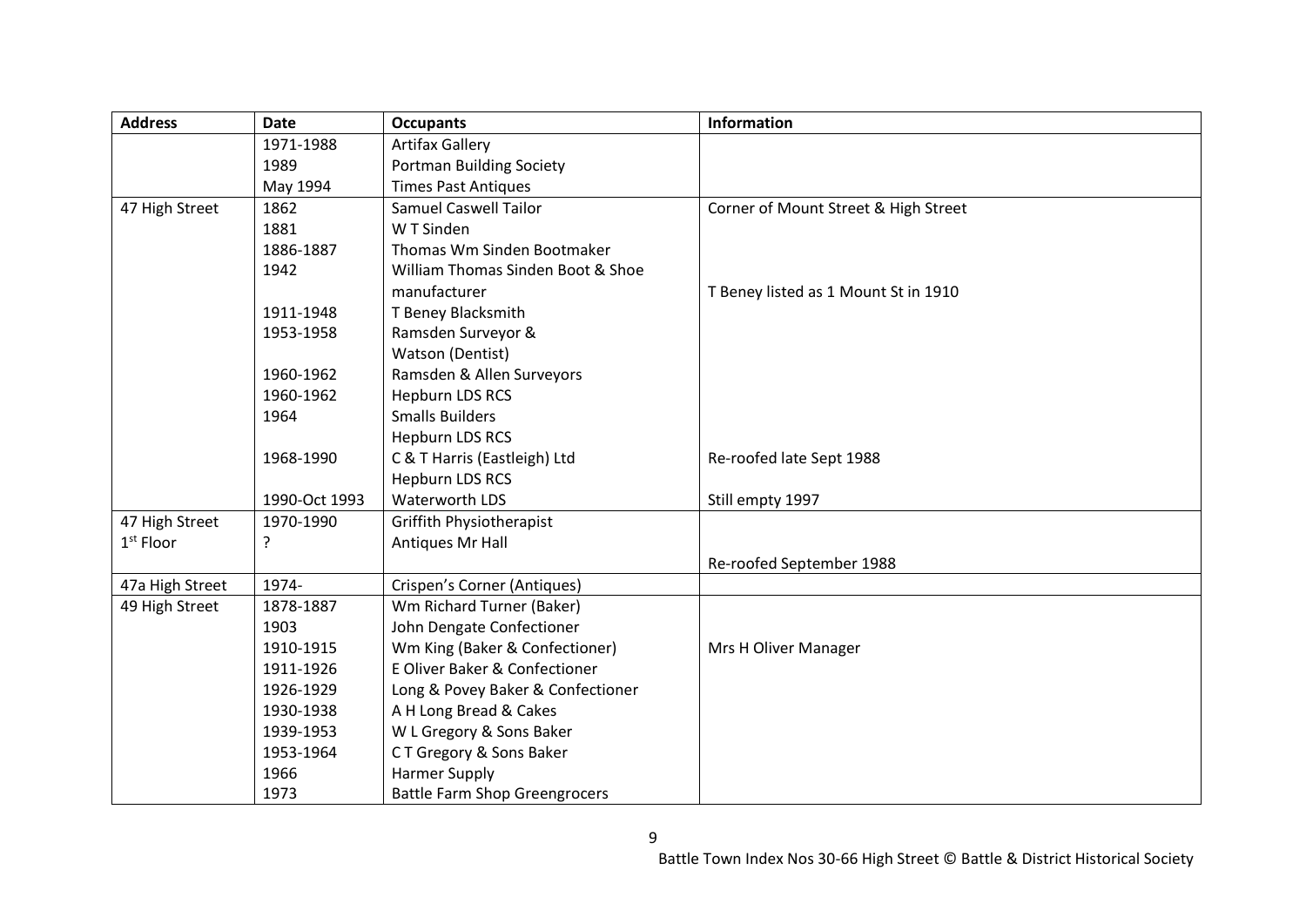| Address | Date | Occupants | Information |
|---|---|---|---|
| | 1971-1988 | Artifax Gallery | |
| | 1989 | Portman Building Society | |
| | May 1994 | Times Past Antiques | |
| 47 High Street | 1862 | Samuel Caswell Tailor | Corner of Mount Street & High Street |
| | 1881 | W T Sinden | |
| | 1886-1887 | Thomas Wm Sinden Bootmaker | |
| | 1942 | William Thomas Sinden Boot & Shoe manufacturer | T Beney listed as 1 Mount St in 1910 |
| | 1911-1948 | T Beney Blacksmith | |
| | 1953-1958 | Ramsden Surveyor & Watson (Dentist) | |
| | 1960-1962 | Ramsden & Allen Surveyors | |
| | 1960-1962 | Hepburn LDS RCS | |
| | 1964 | Smalls Builders | |
| | | Hepburn LDS RCS | |
| | 1968-1990 | C & T Harris (Eastleigh) Ltd | Re-roofed late Sept 1988 |
| | | Hepburn LDS RCS | |
| | 1990-Oct 1993 | Waterworth LDS | Still empty 1997 |
| 47 High Street 1st Floor | 1970-1990 | Griffith Physiotherapist | |
| | ? | Antiques Mr Hall | |
| | | | Re-roofed September 1988 |
| 47a High Street | 1974- | Crispen's Corner (Antiques) | |
| 49 High Street | 1878-1887 | Wm Richard Turner (Baker) | |
| | 1903 | John Dengate Confectioner | |
| | 1910-1915 | Wm King (Baker & Confectioner) | Mrs H Oliver Manager |
| | 1911-1926 | E Oliver Baker & Confectioner | |
| | 1926-1929 | Long & Povey Baker & Confectioner | |
| | 1930-1938 | A H Long Bread & Cakes | |
| | 1939-1953 | W L Gregory & Sons Baker | |
| | 1953-1964 | C T Gregory & Sons Baker | |
| | 1966 | Harmer Supply | |
| | 1973 | Battle Farm Shop Greengrocers | |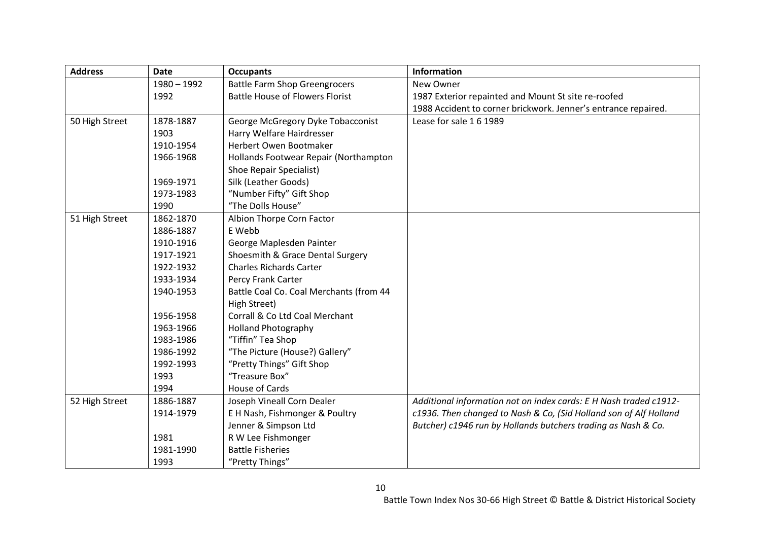| Address | Date | Occupants | Information |
|---|---|---|---|
| | 1980 – 1992 | Battle Farm Shop Greengrocers | New Owner |
| | 1992 | Battle House of Flowers Florist | 1987 Exterior repainted and Mount St site re-roofed |
| | | | 1988 Accident to corner brickwork. Jenner's entrance repaired. |
| 50 High Street | 1878-1887 | George McGregory Dyke Tobacconist | Lease for sale 1 6 1989 |
| | 1903 | Harry Welfare Hairdresser | |
| | 1910-1954 | Herbert Owen Bootmaker | |
| | 1966-1968 | Hollands Footwear Repair (Northampton Shoe Repair Specialist) | |
| | 1969-1971 | Silk (Leather Goods) | |
| | 1973-1983 | "Number Fifty" Gift Shop | |
| | 1990 | "The Dolls House" | |
| 51 High Street | 1862-1870 | Albion Thorpe Corn Factor | |
| | 1886-1887 | E Webb | |
| | 1910-1916 | George Maplesden Painter | |
| | 1917-1921 | Shoesmith & Grace Dental Surgery | |
| | 1922-1932 | Charles Richards Carter | |
| | 1933-1934 | Percy Frank Carter | |
| | 1940-1953 | Battle Coal Co. Coal Merchants (from 44 High Street) | |
| | 1956-1958 | Corrall & Co Ltd Coal Merchant | |
| | 1963-1966 | Holland Photography | |
| | 1983-1986 | "Tiffin" Tea Shop | |
| | 1986-1992 | "The Picture (House?) Gallery" | |
| | 1992-1993 | "Pretty Things" Gift Shop | |
| | 1993 | "Treasure Box" | |
| | 1994 | House of Cards | |
| 52 High Street | 1886-1887 | Joseph Vineall Corn Dealer | *Additional information not on index cards: E H Nash traded c1912-c1936. Then changed to Nash & Co, (Sid Holland son of Alf Holland Butcher) c1946 run by Hollands butchers trading as Nash & Co.* |
| | 1914-1979 | E H Nash, Fishmonger & Poultry | |
| | | Jenner & Simpson Ltd | |
| | 1981 | R W Lee Fishmonger | |
| | 1981-1990 | Battle Fisheries | |
| | 1993 | "Pretty Things" | |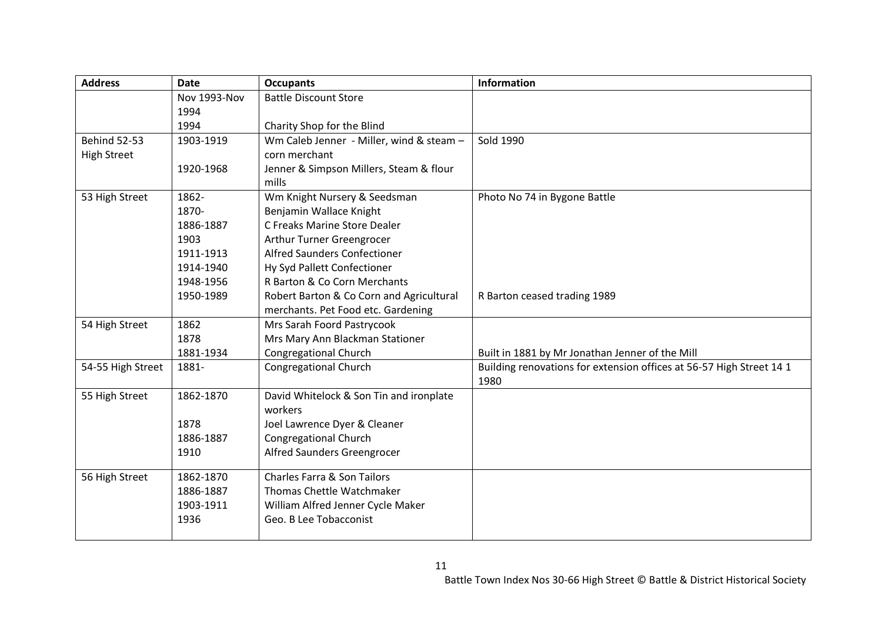| Address | Date | Occupants | Information |
|---|---|---|---|
| | Nov 1993-Nov 1994 | Battle Discount Store | |
| | 1994 | Charity Shop for the Blind | |
| Behind 52-53 High Street | 1903-1919 | Wm Caleb Jenner - Miller, wind & steam – corn merchant | Sold 1990 |
| | 1920-1968 | Jenner & Simpson Millers, Steam & flour mills | |
| 53 High Street | 1862- | Wm Knight Nursery & Seedsman | Photo No 74 in Bygone Battle |
| | 1870- | Benjamin Wallace Knight | |
| | 1886-1887 | C Freaks Marine Store Dealer | |
| | 1903 | Arthur Turner Greengrocer | |
| | 1911-1913 | Alfred Saunders Confectioner | |
| | 1914-1940 | Hy Syd Pallett Confectioner | |
| | 1948-1956 | R Barton & Co Corn Merchants | |
| | 1950-1989 | Robert Barton & Co Corn and Agricultural merchants. Pet Food etc. Gardening | R Barton ceased trading 1989 |
| 54 High Street | 1862 | Mrs Sarah Foord Pastrycook | |
| | 1878 | Mrs Mary Ann Blackman Stationer | |
| | 1881-1934 | Congregational Church | Built in 1881 by Mr Jonathan Jenner of the Mill |
| 54-55 High Street | 1881- | Congregational Church | Building renovations for extension offices at 56-57 High Street 14 1 1980 |
| 55 High Street | 1862-1870 | David Whitelock & Son Tin and ironplate workers | |
| | 1878 | Joel Lawrence Dyer & Cleaner | |
| | 1886-1887 | Congregational Church | |
| | 1910 | Alfred Saunders Greengrocer | |
| 56 High Street | 1862-1870 | Charles Farra & Son Tailors | |
| | 1886-1887 | Thomas Chettle Watchmaker | |
| | 1903-1911 | William Alfred Jenner Cycle Maker | |
| | 1936 | Geo. B Lee Tobacconist | |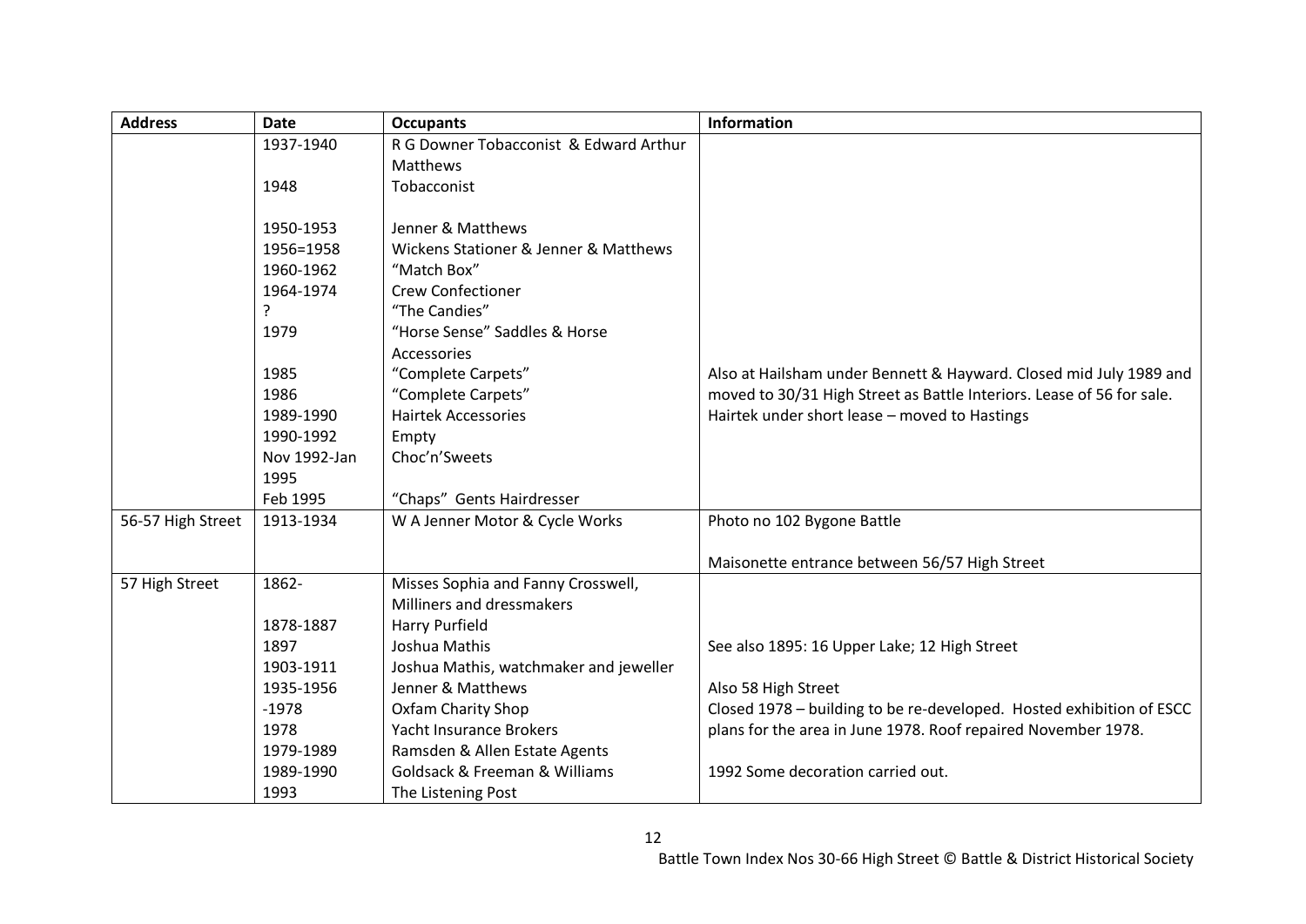| Address | Date | Occupants | Information |
|---|---|---|---|
| | 1937-1940 | R G Downer Tobacconist & Edward Arthur Matthews | |
| | 1948 | Tobacconist | |
| | 1950-1953 | Jenner & Matthews | |
| | 1956=1958 | Wickens Stationer & Jenner & Matthews | |
| | 1960-1962 | "Match Box" | |
| | 1964-1974 | Crew Confectioner | |
| | ? | "The Candies" | |
| | 1979 | "Horse Sense" Saddles & Horse Accessories | |
| | 1985 | "Complete Carpets" | Also at Hailsham under Bennett & Hayward. Closed mid July 1989 and |
| | 1986 | "Complete Carpets" | moved to 30/31 High Street as Battle Interiors. Lease of 56 for sale. |
| | 1989-1990 | Hairtek Accessories | Hairtek under short lease – moved to Hastings |
| | 1990-1992 | Empty | |
| | Nov 1992-Jan 1995 | Choc'n'Sweets | |
| | Feb 1995 | "Chaps" Gents Hairdresser | |
| 56-57 High Street | 1913-1934 | W A Jenner Motor & Cycle Works | Photo no 102 Bygone Battle<br><br>Maisonette entrance between 56/57 High Street |
| 57 High Street | 1862- | Misses Sophia and Fanny Crosswell, Milliners and dressmakers | |
| | 1878-1887 | Harry Purfield | |
| | 1897 | Joshua Mathis | See also 1895: 16 Upper Lake; 12 High Street |
| | 1903-1911 | Joshua Mathis, watchmaker and jeweller | |
| | 1935-1956 | Jenner & Matthews | Also 58 High Street |
| | -1978 | Oxfam Charity Shop | Closed 1978 – building to be re-developed. Hosted exhibition of ESCC |
| | 1978 | Yacht Insurance Brokers | plans for the area in June 1978. Roof repaired November 1978. |
| | 1979-1989 | Ramsden & Allen Estate Agents | |
| | 1989-1990 | Goldsack & Freeman & Williams | 1992 Some decoration carried out. |
| | 1993 | The Listening Post | |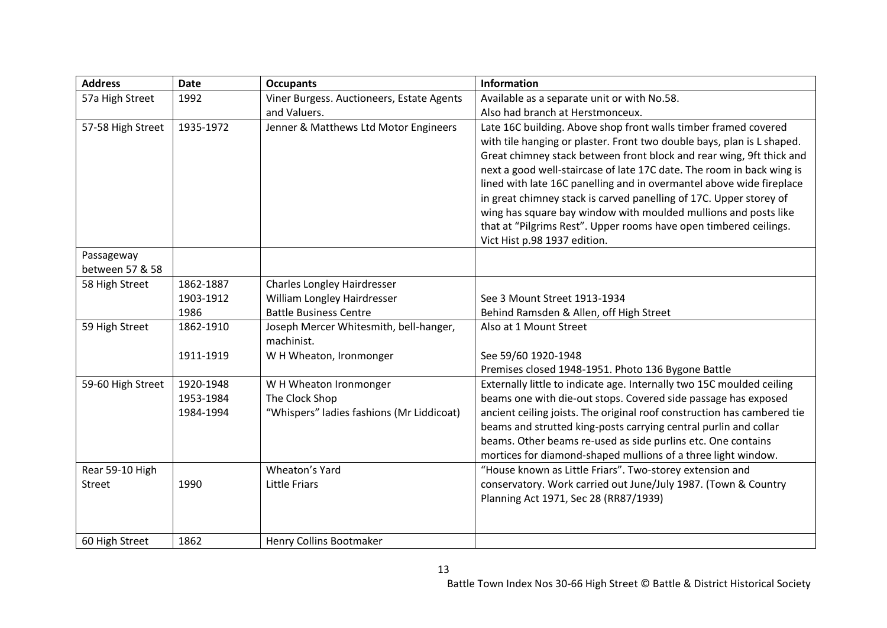| Address | Date | Occupants | Information |
|---|---|---|---|
| 57a High Street | 1992 | Viner Burgess. Auctioneers, Estate Agents and Valuers. | Available as a separate unit or with No.58.<br>Also had branch at Herstmonceux. |
| 57-58 High Street | 1935-1972 | Jenner & Matthews Ltd Motor Engineers | Late 16C building. Above shop front walls timber framed covered with tile hanging or plaster. Front two double bays, plan is L shaped. Great chimney stack between front block and rear wing, 9ft thick and next a good well-staircase of late 17C date. The room in back wing is lined with late 16C panelling and in overmantel above wide fireplace in great chimney stack is carved panelling of 17C. Upper storey of wing has square bay window with moulded mullions and posts like that at "Pilgrims Rest". Upper rooms have open timbered ceilings. Vict Hist p.98 1937 edition. |
| Passageway between 57 & 58 | | | |
| 58 High Street | 1862-1887<br>1903-1912<br>1986 | Charles Longley Hairdresser<br>William Longley Hairdresser<br>Battle Business Centre | <br>See 3 Mount Street 1913-1934<br>Behind Ramsden & Allen, off High Street |
| 59 High Street | 1862-1910<br><br>1911-1919 | Joseph Mercer Whitesmith, bell-hanger, machinist.<br>W H Wheaton, Ironmonger | Also at 1 Mount Street<br><br>See 59/60 1920-1948<br>Premises closed 1948-1951. Photo 136 Bygone Battle |
| 59-60 High Street | 1920-1948<br>1953-1984<br>1984-1994 | W H Wheaton Ironmonger<br>The Clock Shop<br>"Whispers" ladies fashions (Mr Liddicoat) | Externally little to indicate age. Internally two 15C moulded ceiling beams one with die-out stops. Covered side passage has exposed ancient ceiling joists. The original roof construction has cambered tie beams and strutted king-posts carrying central purlin and collar beams. Other beams re-used as side purlins etc. One contains mortices for diamond-shaped mullions of a three light window. |
| Rear 59-10 High Street | <br>1990 | Wheaton's Yard<br>Little Friars | "House known as Little Friars". Two-storey extension and conservatory. Work carried out June/July 1987. (Town & Country Planning Act 1971, Sec 28 (RR87/1939) |
| 60 High Street | 1862 | Henry Collins Bootmaker | |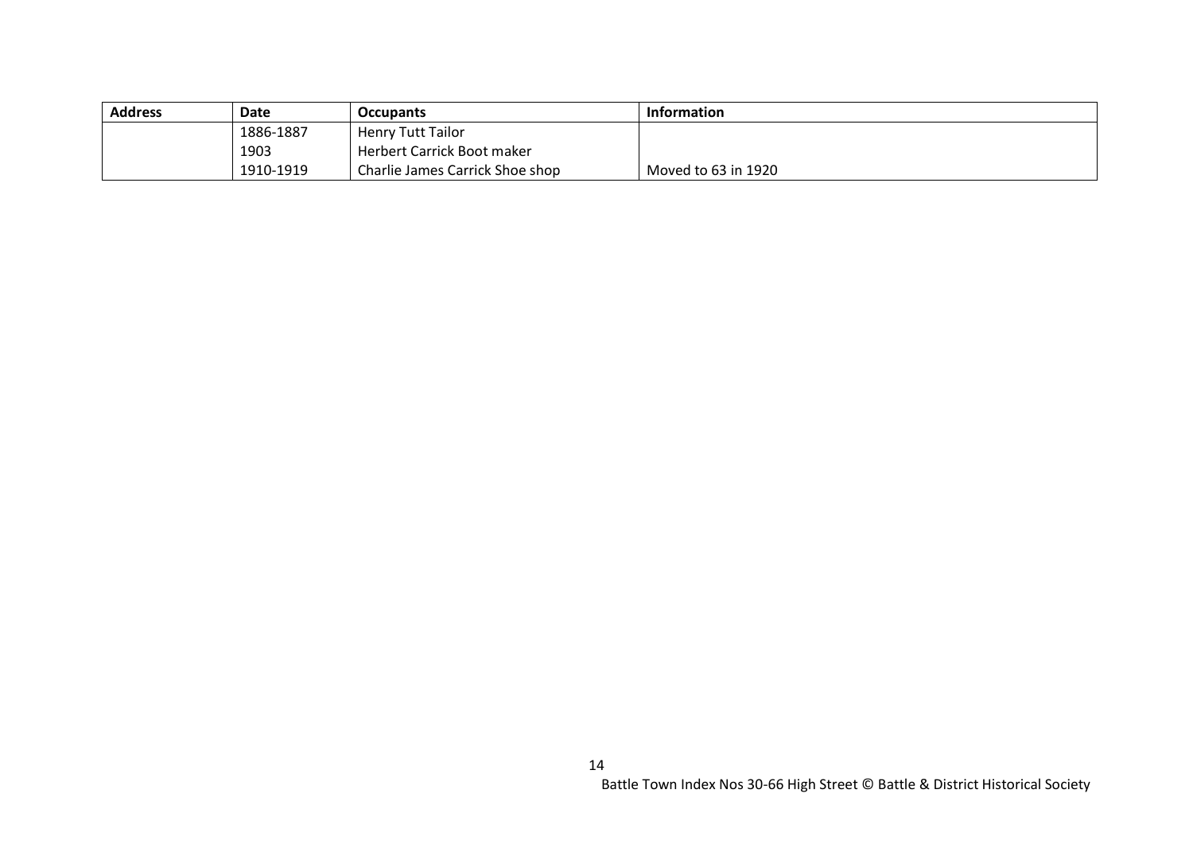| Address | Date | Occupants | Information |
|---|---|---|---|
| | 1886-1887 | Henry Tutt Tailor | |
| | 1903 | Herbert Carrick Boot maker | |
| | 1910-1919 | Charlie James Carrick Shoe shop | Moved to 63 in 1920 |